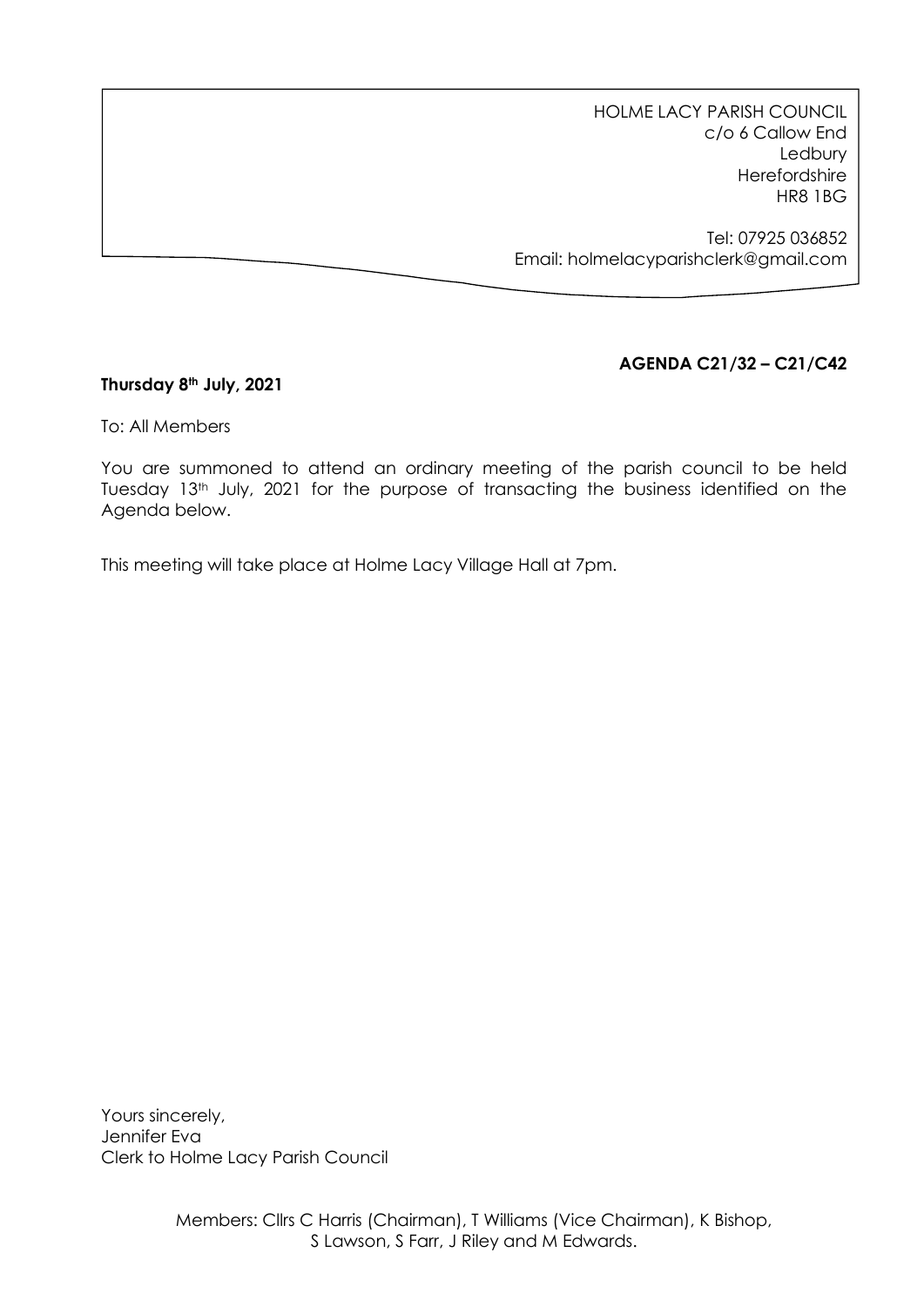HOLME LACY PARISH COUNCIL
c/o 6 Callow End
Ledbury
Herefordshire
HR8 1BG

Tel: 07925 036852
Email: holmelacyparishclerk@gmail.com

**AGENDA C21/32 – C21/C42**

**Thursday 8th July, 2021**

To: All Members

You are summoned to attend an ordinary meeting of the parish council to be held Tuesday 13th July, 2021 for the purpose of transacting the business identified on the Agenda below.

This meeting will take place at Holme Lacy Village Hall at 7pm.

Yours sincerely,
Jennifer Eva
Clerk to Holme Lacy Parish Council

Members: Cllrs C Harris (Chairman), T Williams (Vice Chairman), K Bishop, S Lawson, S Farr, J Riley and M Edwards.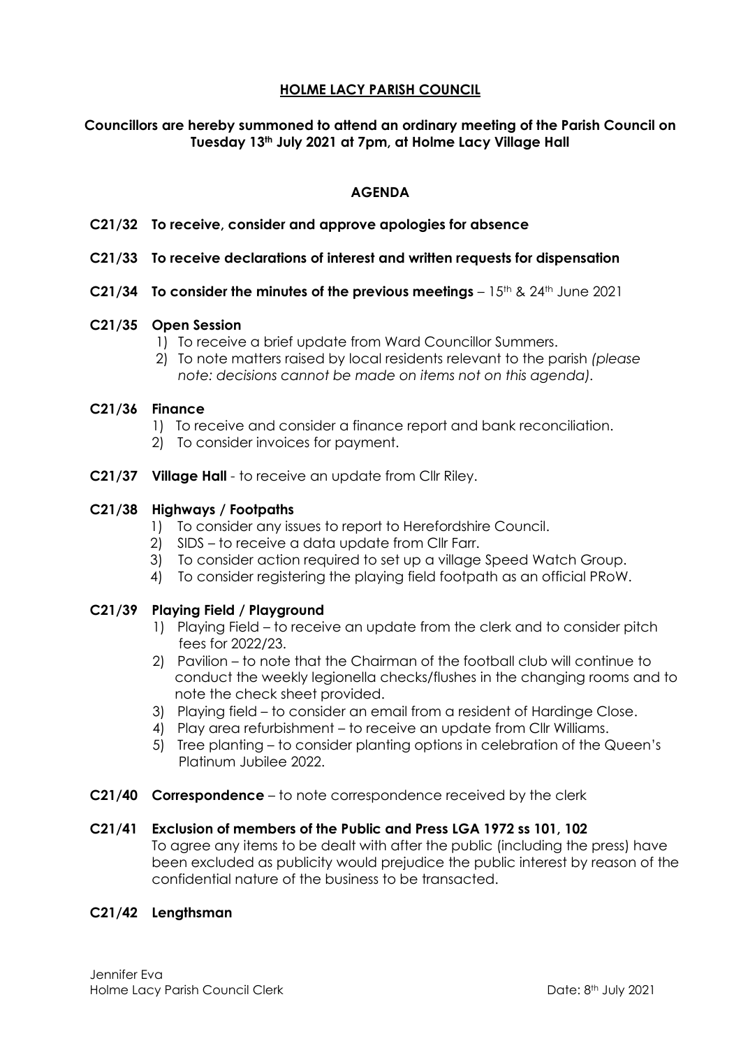**HOLME LACY PARISH COUNCIL**

**Councillors are hereby summoned to attend an ordinary meeting of the Parish Council on Tuesday 13th July 2021 at 7pm, at Holme Lacy Village Hall**

**AGENDA**

**C21/32 To receive, consider and approve apologies for absence**

**C21/33 To receive declarations of interest and written requests for dispensation**

**C21/34 To consider the minutes of the previous meetings** – 15th & 24th June 2021

**C21/35 Open Session**

1) To receive a brief update from Ward Councillor Summers.
2) To note matters raised by local residents relevant to the parish *(please note: decisions cannot be made on items not on this agenda).*

**C21/36 Finance**

1) To receive and consider a finance report and bank reconciliation.
2) To consider invoices for payment.

**C21/37 Village Hall** - to receive an update from Cllr Riley.

**C21/38 Highways / Footpaths**

1) To consider any issues to report to Herefordshire Council.
2) SIDS – to receive a data update from Cllr Farr.
3) To consider action required to set up a village Speed Watch Group.
4) To consider registering the playing field footpath as an official PRoW.

**C21/39 Playing Field / Playground**

1) Playing Field – to receive an update from the clerk and to consider pitch fees for 2022/23.
2) Pavilion – to note that the Chairman of the football club will continue to conduct the weekly legionella checks/flushes in the changing rooms and to note the check sheet provided.
3) Playing field – to consider an email from a resident of Hardinge Close.
4) Play area refurbishment – to receive an update from Cllr Williams.
5) Tree planting – to consider planting options in celebration of the Queen's Platinum Jubilee 2022.

**C21/40 Correspondence** – to note correspondence received by the clerk

**C21/41 Exclusion of members of the Public and Press LGA 1972 ss 101, 102**

To agree any items to be dealt with after the public (including the press) have been excluded as publicity would prejudice the public interest by reason of the confidential nature of the business to be transacted.

**C21/42 Lengthsman**

Jennifer Eva
Holme Lacy Parish Council Clerk

Date: 8th July 2021